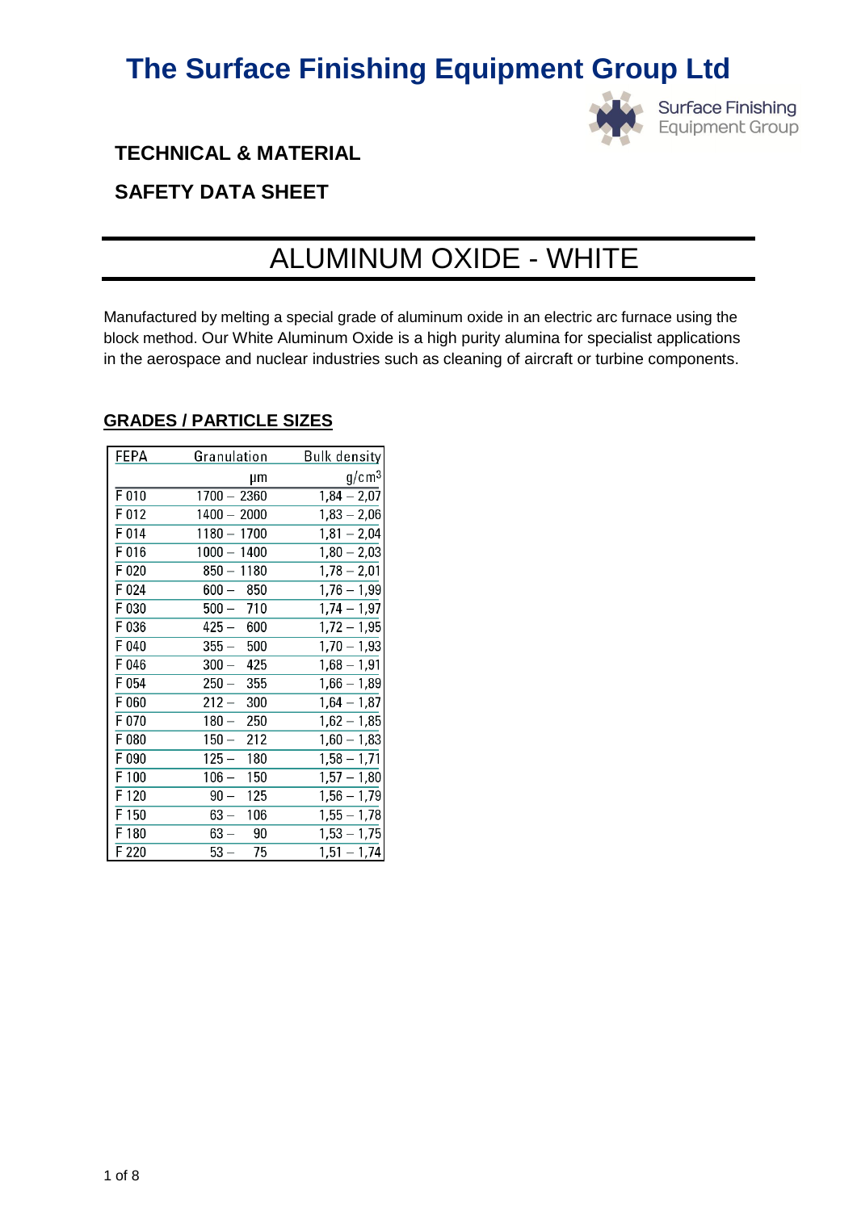# The Surface Finishing Equipment Group Ltd

Surface Finishing Equipment Group

**TECHNICAL & MATERIAL**

**SAFETY DATA SHEET**

# ALUMINUM OXIDE - WHITE

Manufactured by melting a special grade of aluminum oxide in an electric arc furnace using the block method. Our White Aluminum Oxide is a high purity alumina for specialist applications in the aerospace and nuclear industries such as cleaning of aircraft or turbine components.

## GRADES / PARTICLE SIZES

| FEPA | Granulation | Bulk density |
|---|---|---|
| | µm | $g/cm^3$ |
| F 010 | 1700 – 2360 | 1,84 – 2,07 |
| F 012 | 1400 – 2000 | 1,83 – 2,06 |
| F 014 | 1180 – 1700 | 1,81 – 2,04 |
| F 016 | 1000 – 1400 | 1,80 – 2,03 |
| F 020 | 850 – 1180 | 1,78 – 2,01 |
| F 024 | 600 – 850 | 1,76 – 1,99 |
| F 030 | 500 – 710 | 1,74 – 1,97 |
| F 036 | 425 – 600 | 1,72 – 1,95 |
| F 040 | 355 – 500 | 1,70 – 1,93 |
| F 046 | 300 – 425 | 1,68 – 1,91 |
| F 054 | 250 – 355 | 1,66 – 1,89 |
| F 060 | 212 – 300 | 1,64 – 1,87 |
| F 070 | 180 – 250 | 1,62 – 1,85 |
| F 080 | 150 – 212 | 1,60 – 1,83 |
| F 090 | 125 – 180 | 1,58 – 1,71 |
| F 100 | 106 – 150 | 1,57 – 1,80 |
| F 120 | 90 – 125 | 1,56 – 1,79 |
| F 150 | 63 – 106 | 1,55 – 1,78 |
| F 180 | 63 – 90 | 1,53 – 1,75 |
| F 220 | 53 – 75 | 1,51 – 1,74 |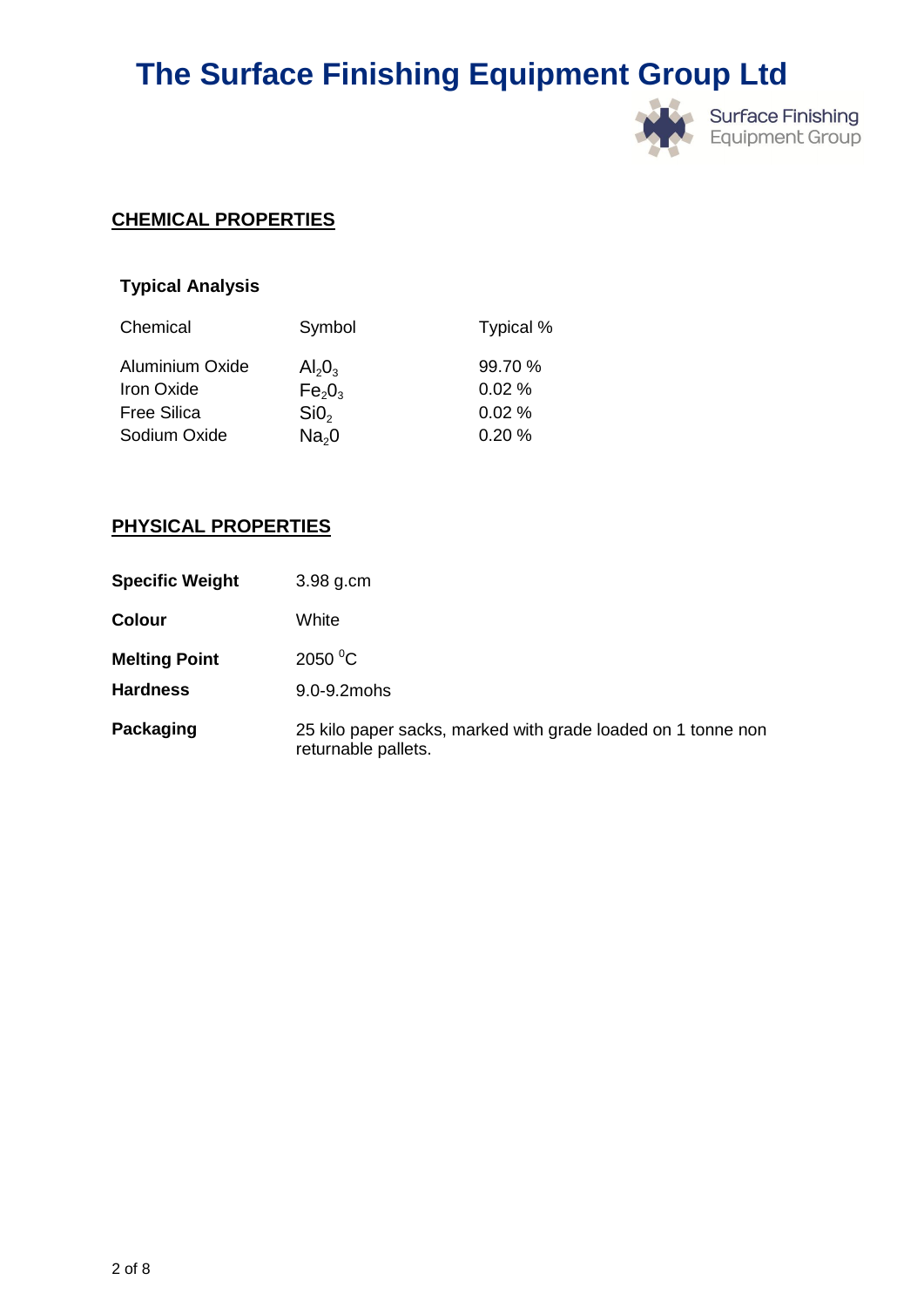# The Surface Finishing Equipment Group Ltd

## CHEMICAL PROPERTIES

### Typical Analysis

| Chemical | Symbol | Typical % |
|---|---|---|
| Aluminium Oxide | $Al_2O_3$ | 99.70 % |
| Iron Oxide | $Fe_2O_3$ | 0.02 % |
| Free Silica | $SiO_2$ | 0.02 % |
| Sodium Oxide | $Na_2O$ | 0.20 % |

## PHYSICAL PROPERTIES

**Specific Weight** 3.98 g.cm

**Colour** White

**Melting Point** 2050 $^0$C

**Hardness** 9.0-9.2mohs

**Packaging** 25 kilo paper sacks, marked with grade loaded on 1 tonne non returnable pallets.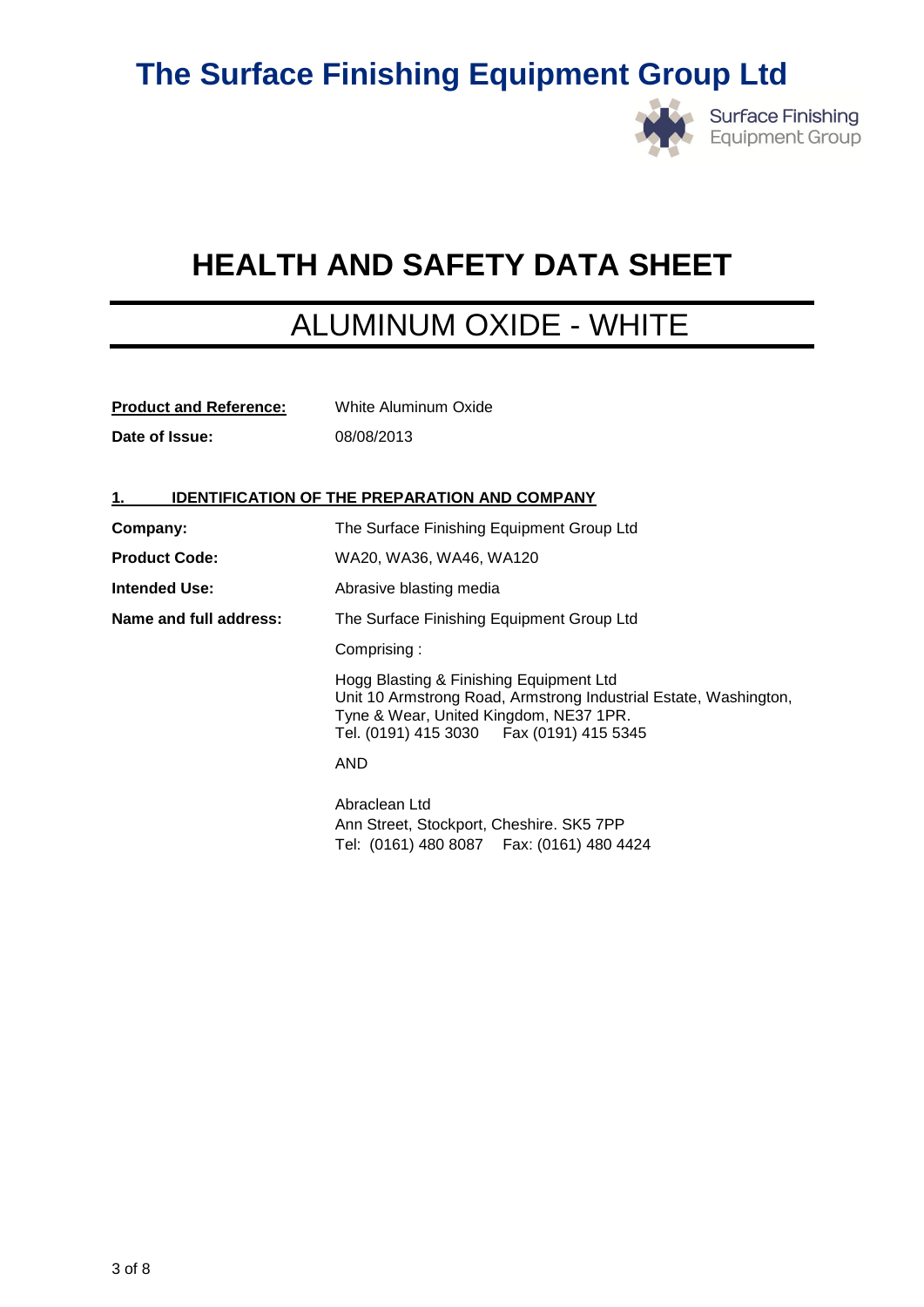# The Surface Finishing Equipment Group Ltd

Surface Finishing Equipment Group

# HEALTH AND SAFETY DATA SHEET

## ALUMINUM OXIDE - WHITE

**Product and Reference:** White Aluminum Oxide

**Date of Issue:** 08/08/2013

### 1. IDENTIFICATION OF THE PREPARATION AND COMPANY

**Company:** The Surface Finishing Equipment Group Ltd

**Product Code:** WA20, WA36, WA46, WA120

**Intended Use:** Abrasive blasting media

**Name and full address:** The Surface Finishing Equipment Group Ltd

Comprising :

Hogg Blasting & Finishing Equipment Ltd
Unit 10 Armstrong Road, Armstrong Industrial Estate, Washington, Tyne & Wear, United Kingdom, NE37 1PR.
Tel. (0191) 415 3030 Fax (0191) 415 5345

AND

Abraclean Ltd
Ann Street, Stockport, Cheshire. SK5 7PP
Tel: (0161) 480 8087 Fax: (0161) 480 4424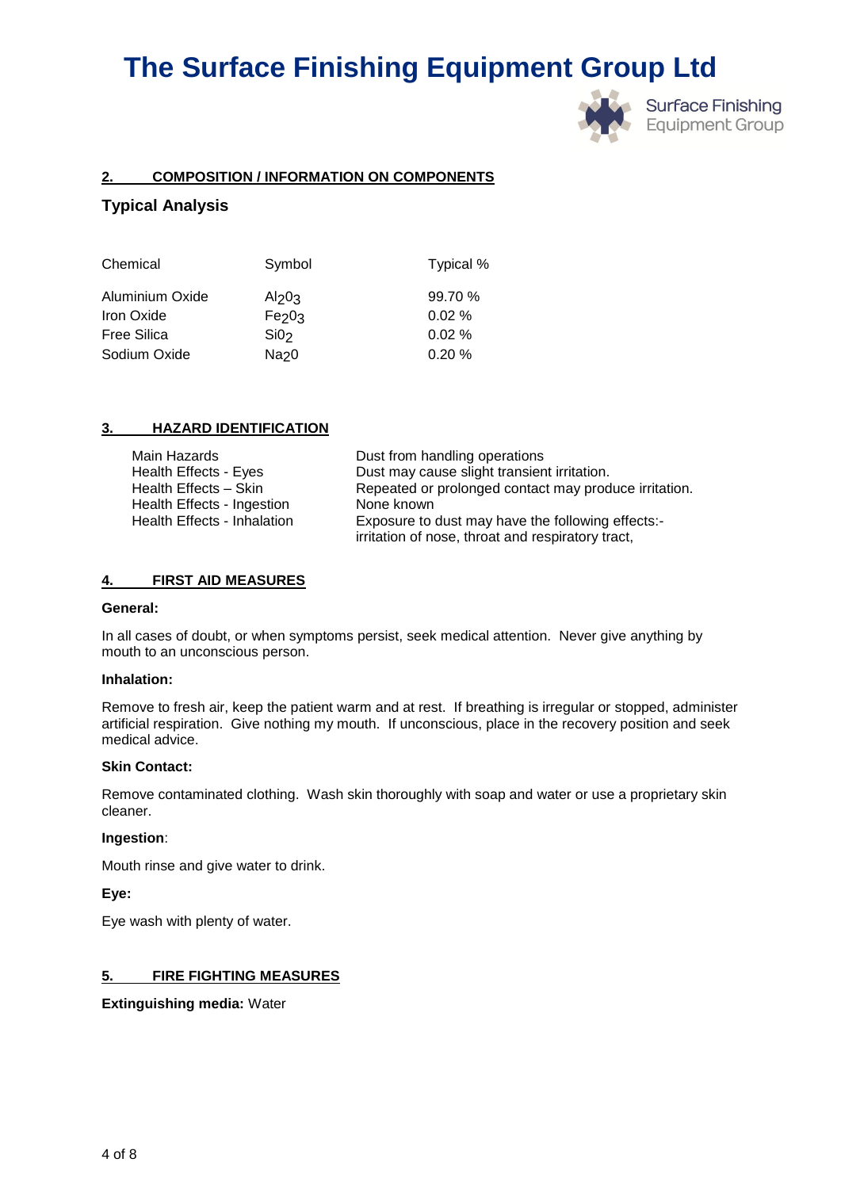## 2. COMPOSITION / INFORMATION ON COMPONENTS

### Typical Analysis

| Chemical | Symbol | Typical % |
|---|---|---|
| Aluminium Oxide | $Al_2 0_3$ | 99.70 % |
| Iron Oxide | $Fe_2 0_3$ | 0.02 % |
| Free Silica | $Si0_2$ | 0.02 % |
| Sodium Oxide | $Na_2 0$ | 0.20 % |

## 3. HAZARD IDENTIFICATION

| | |
|---|---|
| Main Hazards | Dust from handling operations |
| Health Effects - Eyes | Dust may cause slight transient irritation. |
| Health Effects – Skin | Repeated or prolonged contact may produce irritation. |
| Health Effects - Ingestion | None known |
| Health Effects - Inhalation | Exposure to dust may have the following effects:- irritation of nose, throat and respiratory tract, |

## 4. FIRST AID MEASURES

**General:**

In all cases of doubt, or when symptoms persist, seek medical attention. Never give anything by mouth to an unconscious person.

**Inhalation:**

Remove to fresh air, keep the patient warm and at rest. If breathing is irregular or stopped, administer artificial respiration. Give nothing my mouth. If unconscious, place in the recovery position and seek medical advice.

**Skin Contact:**

Remove contaminated clothing. Wash skin thoroughly with soap and water or use a proprietary skin cleaner.

**Ingestion**:

Mouth rinse and give water to drink.

**Eye:**

Eye wash with plenty of water.

## 5. FIRE FIGHTING MEASURES

**Extinguishing media:** Water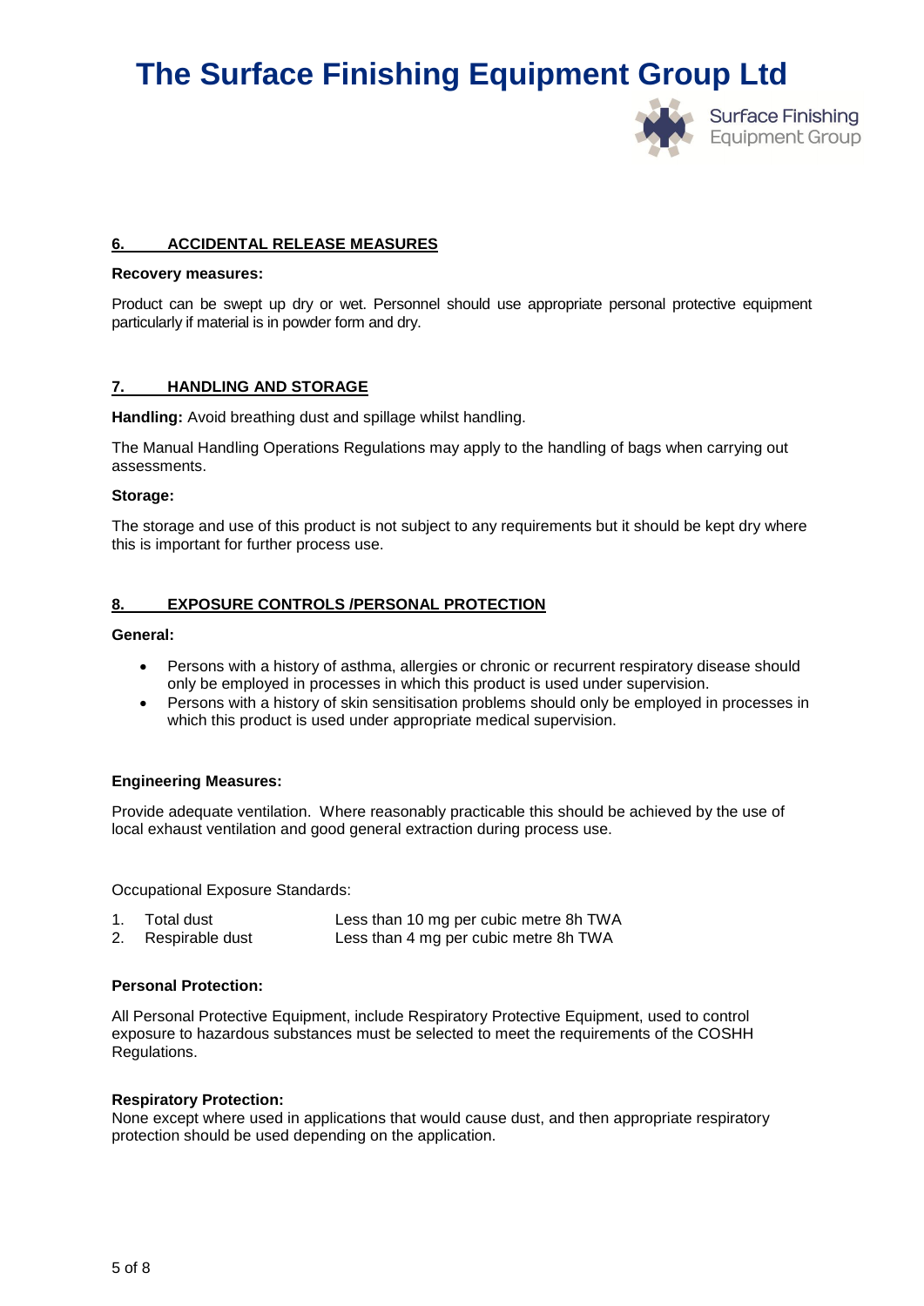## 6. ACCIDENTAL RELEASE MEASURES

**Recovery measures:**

Product can be swept up dry or wet. Personnel should use appropriate personal protective equipment particularly if material is in powder form and dry.

## 7. HANDLING AND STORAGE

**Handling:** Avoid breathing dust and spillage whilst handling.

The Manual Handling Operations Regulations may apply to the handling of bags when carrying out assessments.

**Storage:**

The storage and use of this product is not subject to any requirements but it should be kept dry where this is important for further process use.

## 8. EXPOSURE CONTROLS /PERSONAL PROTECTION

**General:**

- Persons with a history of asthma, allergies or chronic or recurrent respiratory disease should only be employed in processes in which this product is used under supervision.
- Persons with a history of skin sensitisation problems should only be employed in processes in which this product is used under appropriate medical supervision.

**Engineering Measures:**

Provide adequate ventilation. Where reasonably practicable this should be achieved by the use of local exhaust ventilation and good general extraction during process use.

Occupational Exposure Standards:

1. Total dust — Less than 10 mg per cubic metre 8h TWA
2. Respirable dust — Less than 4 mg per cubic metre 8h TWA

**Personal Protection:**

All Personal Protective Equipment, include Respiratory Protective Equipment, used to control exposure to hazardous substances must be selected to meet the requirements of the COSHH Regulations.

**Respiratory Protection:**
None except where used in applications that would cause dust, and then appropriate respiratory protection should be used depending on the application.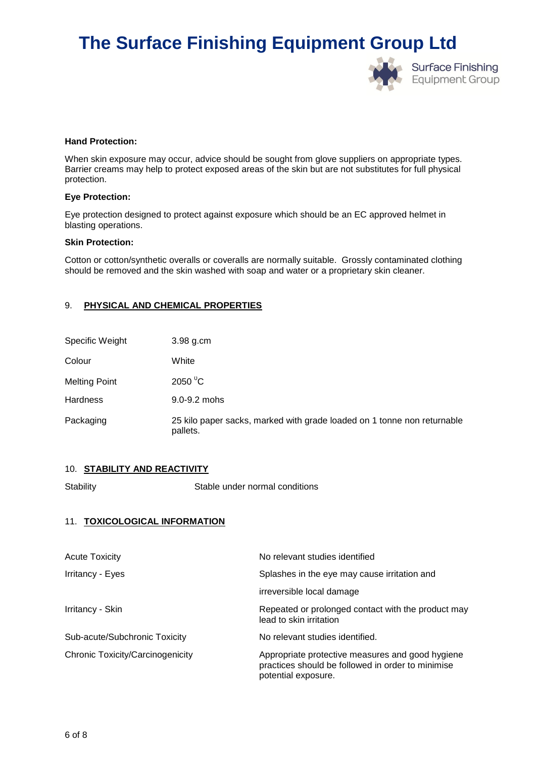**Hand Protection:**

When skin exposure may occur, advice should be sought from glove suppliers on appropriate types. Barrier creams may help to protect exposed areas of the skin but are not substitutes for full physical protection.

**Eye Protection:**

Eye protection designed to protect against exposure which should be an EC approved helmet in blasting operations.

**Skin Protection:**

Cotton or cotton/synthetic overalls or coveralls are normally suitable. Grossly contaminated clothing should be removed and the skin washed with soap and water or a proprietary skin cleaner.

## 9. PHYSICAL AND CHEMICAL PROPERTIES

| | |
|---|---|
| Specific Weight | 3.98 g.cm |
| Colour | White |
| Melting Point | 2050 $^{0}$C |
| Hardness | 9.0-9.2 mohs |
| Packaging | 25 kilo paper sacks, marked with grade loaded on 1 tonne non returnable pallets. |

## 10. STABILITY AND REACTIVITY

| | |
|---|---|
| Stability | Stable under normal conditions |

## 11. TOXICOLOGICAL INFORMATION

| | |
|---|---|
| Acute Toxicity | No relevant studies identified |
| Irritancy - Eyes | Splashes in the eye may cause irritation and irreversible local damage |
| Irritancy - Skin | Repeated or prolonged contact with the product may lead to skin irritation |
| Sub-acute/Subchronic Toxicity | No relevant studies identified. |
| Chronic Toxicity/Carcinogenicity | Appropriate protective measures and good hygiene practices should be followed in order to minimise potential exposure. |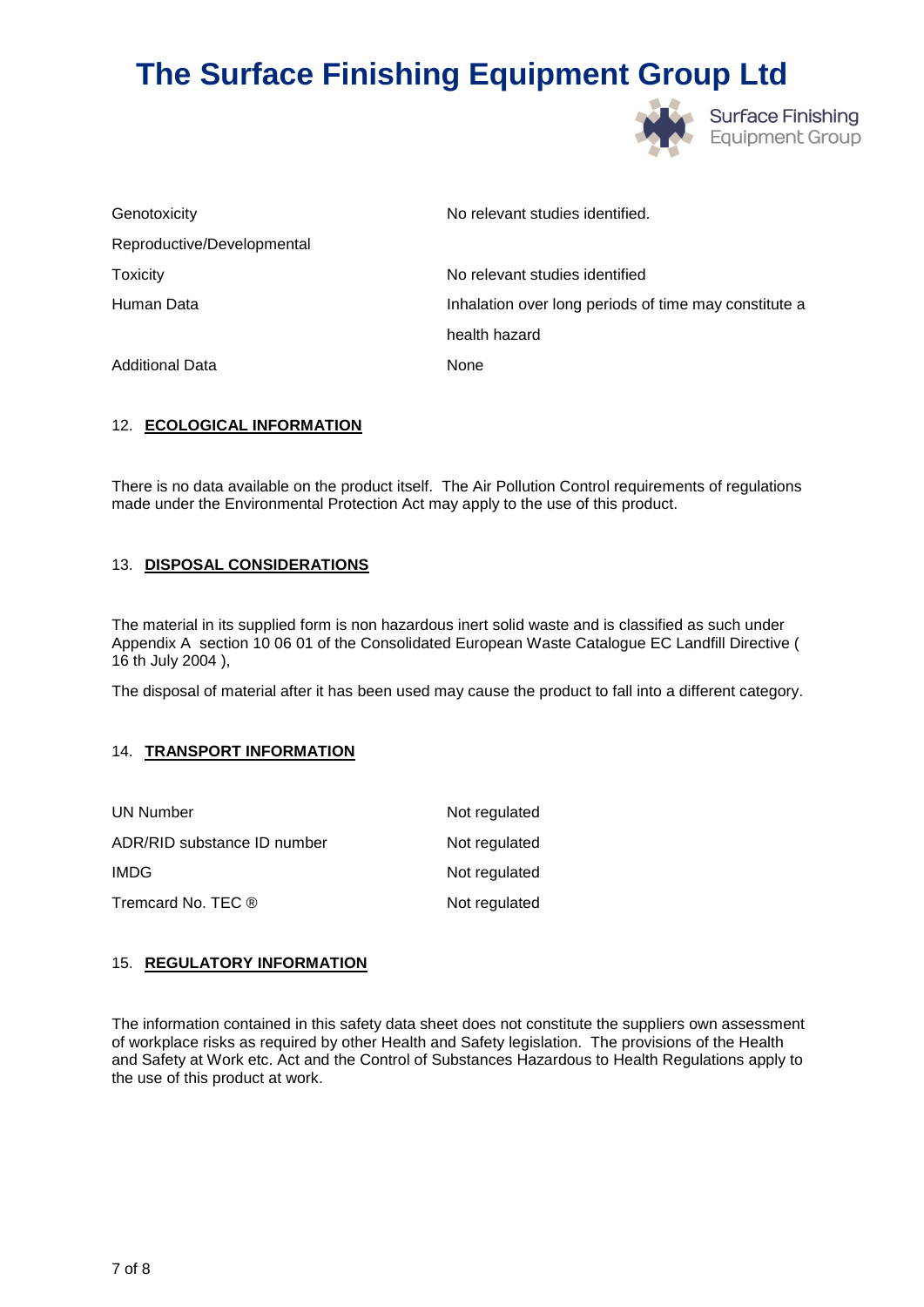| | |
|---|---|
| Genotoxicity | No relevant studies identified. |
| Reproductive/Developmental | |
| Toxicity | No relevant studies identified |
| Human Data | Inhalation over long periods of time may constitute a health hazard |
| Additional Data | None |

## 12. ECOLOGICAL INFORMATION

There is no data available on the product itself. The Air Pollution Control requirements of regulations made under the Environmental Protection Act may apply to the use of this product.

## 13. DISPOSAL CONSIDERATIONS

The material in its supplied form is non hazardous inert solid waste and is classified as such under Appendix A section 10 06 01 of the Consolidated European Waste Catalogue EC Landfill Directive ( 16 th July 2004 ),

The disposal of material after it has been used may cause the product to fall into a different category.

## 14. TRANSPORT INFORMATION

| | |
|---|---|
| UN Number | Not regulated |
| ADR/RID substance ID number | Not regulated |
| IMDG | Not regulated |
| Tremcard No. TEC ® | Not regulated |

## 15. REGULATORY INFORMATION

The information contained in this safety data sheet does not constitute the suppliers own assessment of workplace risks as required by other Health and Safety legislation. The provisions of the Health and Safety at Work etc. Act and the Control of Substances Hazardous to Health Regulations apply to the use of this product at work.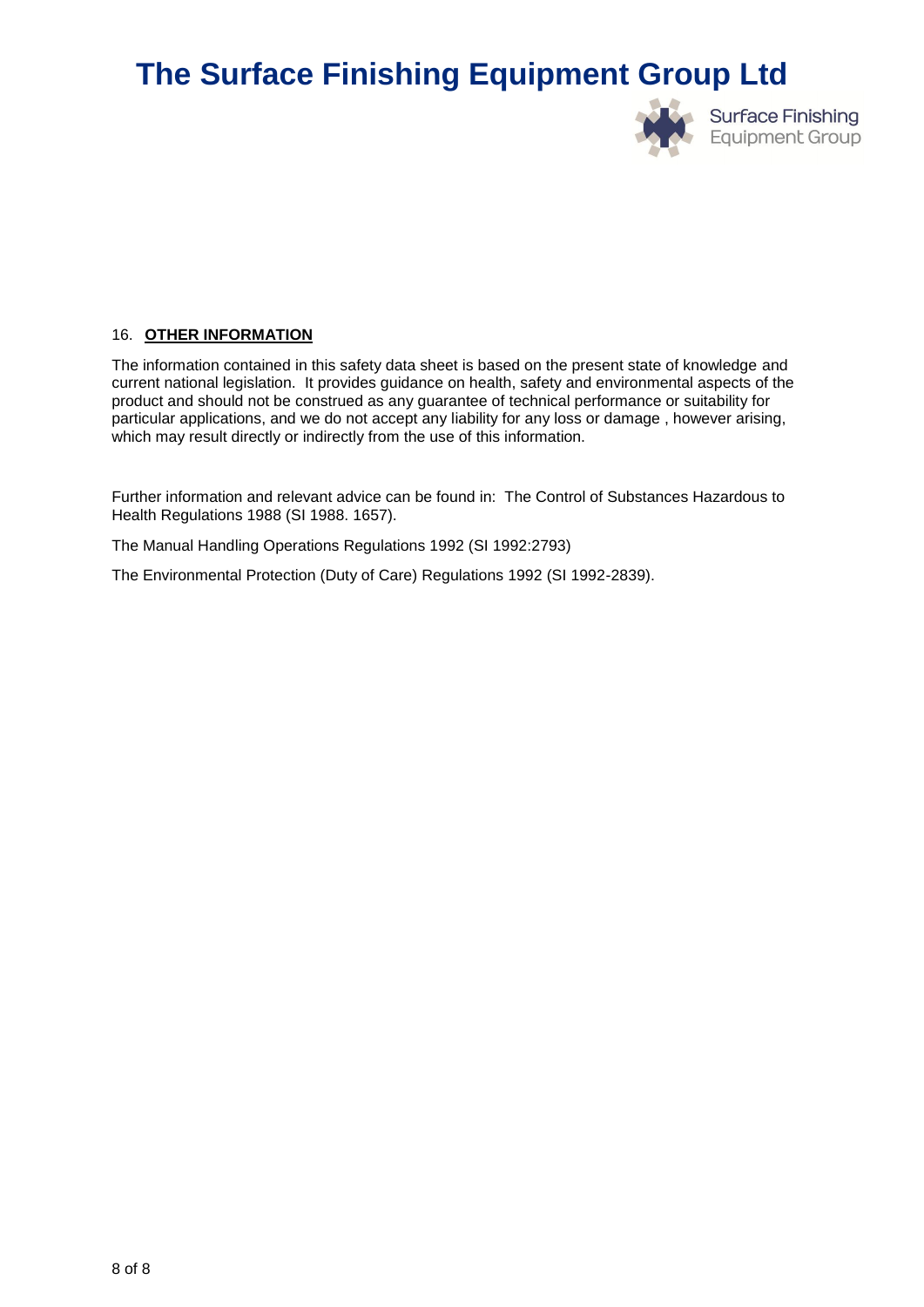## 16. **OTHER INFORMATION**

The information contained in this safety data sheet is based on the present state of knowledge and current national legislation. It provides guidance on health, safety and environmental aspects of the product and should not be construed as any guarantee of technical performance or suitability for particular applications, and we do not accept any liability for any loss or damage , however arising, which may result directly or indirectly from the use of this information.

Further information and relevant advice can be found in: The Control of Substances Hazardous to Health Regulations 1988 (SI 1988. 1657).

The Manual Handling Operations Regulations 1992 (SI 1992:2793)

The Environmental Protection (Duty of Care) Regulations 1992 (SI 1992-2839).